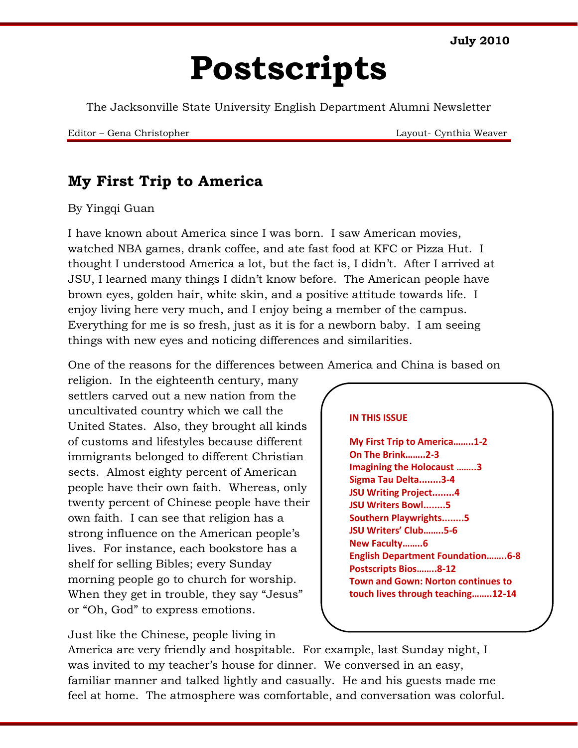July 2010

# Postscripts

The Jacksonville State University English Department Alumni Newsletter

Editor – Gena Christopher | Layout- Cynthia Weaver

## My First Trip to America

By Yingqi Guan

I have known about America since I was born. I saw American movies, watched NBA games, drank coffee, and ate fast food at KFC or Pizza Hut. I thought I understood America a lot, but the fact is, I didn't. After I arrived at JSU, I learned many things I didn't know before. The American people have brown eyes, golden hair, white skin, and a positive attitude towards life. I enjoy living here very much, and I enjoy being a member of the campus. Everything for me is so fresh, just as it is for a newborn baby. I am seeing things with new eyes and noticing differences and similarities.

One of the reasons for the differences between America and China is based on religion. In the eighteenth century, many settlers carved out a new nation from the uncultivated country which we call the United States. Also, they brought all kinds of customs and lifestyles because different immigrants belonged to different Christian sects. Almost eighty percent of American people have their own faith. Whereas, only twenty percent of Chinese people have their own faith. I can see that religion has a strong influence on the American people's lives. For instance, each bookstore has a shelf for selling Bibles; every Sunday morning people go to church for worship. When they get in trouble, they say "Jesus" or "Oh, God" to express emotions.

Just like the Chinese, people living in America are very friendly and hospitable. For example, last Sunday night, I was invited to my teacher's house for dinner. We conversed in an easy, familiar manner and talked lightly and casually. He and his guests made me feel at home. The atmosphere was comfortable, and conversation was colorful.

**IN THIS ISSUE**

- My First Trip to America……..1-2
- On The Brink……..2-3
- Imagining the Holocaust ……..3
- Sigma Tau Delta........3-4
- JSU Writing Project........4
- JSU Writers Bowl........5
- Southern Playwrights........5
- JSU Writers' Club……..5-6
- New Faculty……..6
- English Department Foundation……..6-8
- Postscripts Bios……..8-12
- Town and Gown: Norton continues to touch lives through teaching……..12-14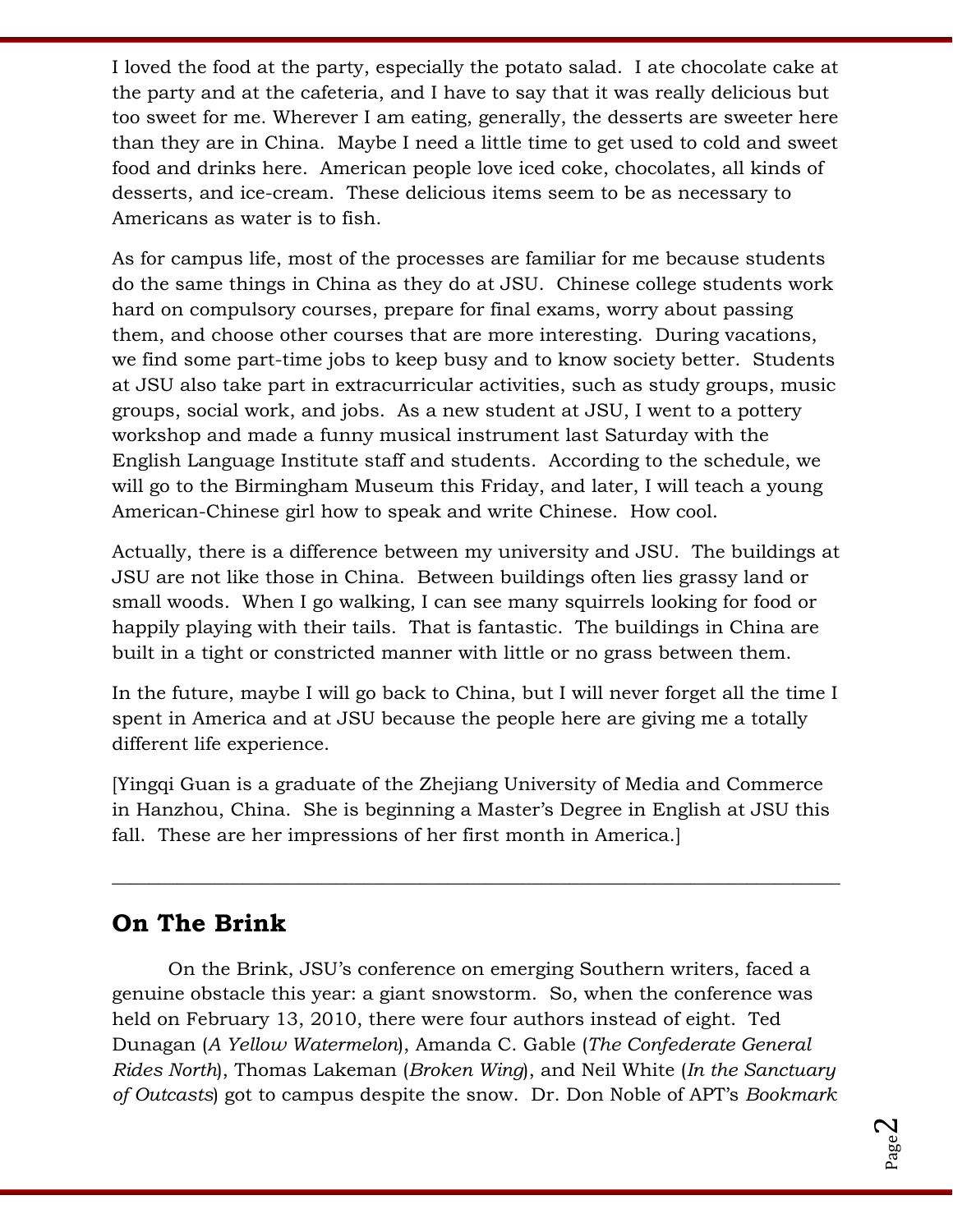I loved the food at the party, especially the potato salad. I ate chocolate cake at the party and at the cafeteria, and I have to say that it was really delicious but too sweet for me. Wherever I am eating, generally, the desserts are sweeter here than they are in China. Maybe I need a little time to get used to cold and sweet food and drinks here. American people love iced coke, chocolates, all kinds of desserts, and ice-cream. These delicious items seem to be as necessary to Americans as water is to fish.

As for campus life, most of the processes are familiar for me because students do the same things in China as they do at JSU. Chinese college students work hard on compulsory courses, prepare for final exams, worry about passing them, and choose other courses that are more interesting. During vacations, we find some part-time jobs to keep busy and to know society better. Students at JSU also take part in extracurricular activities, such as study groups, music groups, social work, and jobs. As a new student at JSU, I went to a pottery workshop and made a funny musical instrument last Saturday with the English Language Institute staff and students. According to the schedule, we will go to the Birmingham Museum this Friday, and later, I will teach a young American-Chinese girl how to speak and write Chinese. How cool.

Actually, there is a difference between my university and JSU. The buildings at JSU are not like those in China. Between buildings often lies grassy land or small woods. When I go walking, I can see many squirrels looking for food or happily playing with their tails. That is fantastic. The buildings in China are built in a tight or constricted manner with little or no grass between them.

In the future, maybe I will go back to China, but I will never forget all the time I spent in America and at JSU because the people here are giving me a totally different life experience.

[Yingqi Guan is a graduate of the Zhejiang University of Media and Commerce in Hanzhou, China. She is beginning a Master's Degree in English at JSU this fall. These are her impressions of her first month in America.]

---

## On The Brink

On the Brink, JSU's conference on emerging Southern writers, faced a genuine obstacle this year: a giant snowstorm. So, when the conference was held on February 13, 2010, there were four authors instead of eight. Ted Dunagan (*A Yellow Watermelon*), Amanda C. Gable (*The Confederate General Rides North*), Thomas Lakeman (*Broken Wing*), and Neil White (*In the Sanctuary of Outcasts*) got to campus despite the snow. Dr. Don Noble of APT's *Bookmark*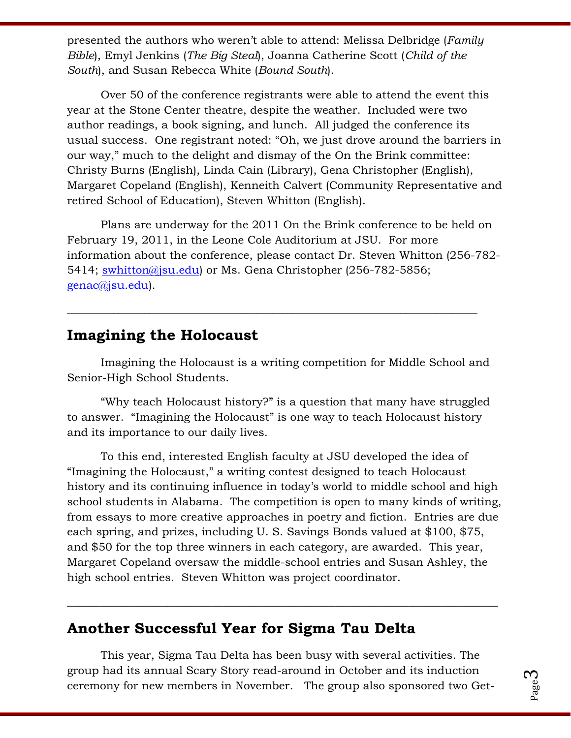presented the authors who weren't able to attend: Melissa Delbridge (*Family Bible*), Emyl Jenkins (*The Big Steal*), Joanna Catherine Scott (*Child of the South*), and Susan Rebecca White (*Bound South*).

Over 50 of the conference registrants were able to attend the event this year at the Stone Center theatre, despite the weather. Included were two author readings, a book signing, and lunch. All judged the conference its usual success. One registrant noted: "Oh, we just drove around the barriers in our way," much to the delight and dismay of the On the Brink committee: Christy Burns (English), Linda Cain (Library), Gena Christopher (English), Margaret Copeland (English), Kenneith Calvert (Community Representative and retired School of Education), Steven Whitton (English).

Plans are underway for the 2011 On the Brink conference to be held on February 19, 2011, in the Leone Cole Auditorium at JSU. For more information about the conference, please contact Dr. Steven Whitton (256-782-5414; swhitton@jsu.edu) or Ms. Gena Christopher (256-782-5856; genac@jsu.edu).

---

## Imagining the Holocaust

Imagining the Holocaust is a writing competition for Middle School and Senior-High School Students.

"Why teach Holocaust history?" is a question that many have struggled to answer. "Imagining the Holocaust" is one way to teach Holocaust history and its importance to our daily lives.

To this end, interested English faculty at JSU developed the idea of "Imagining the Holocaust," a writing contest designed to teach Holocaust history and its continuing influence in today's world to middle school and high school students in Alabama. The competition is open to many kinds of writing, from essays to more creative approaches in poetry and fiction. Entries are due each spring, and prizes, including U. S. Savings Bonds valued at $100, $75, and $50 for the top three winners in each category, are awarded. This year, Margaret Copeland oversaw the middle-school entries and Susan Ashley, the high school entries. Steven Whitton was project coordinator.

---

## Another Successful Year for Sigma Tau Delta

This year, Sigma Tau Delta has been busy with several activities. The group had its annual Scary Story read-around in October and its induction ceremony for new members in November. The group also sponsored two Get-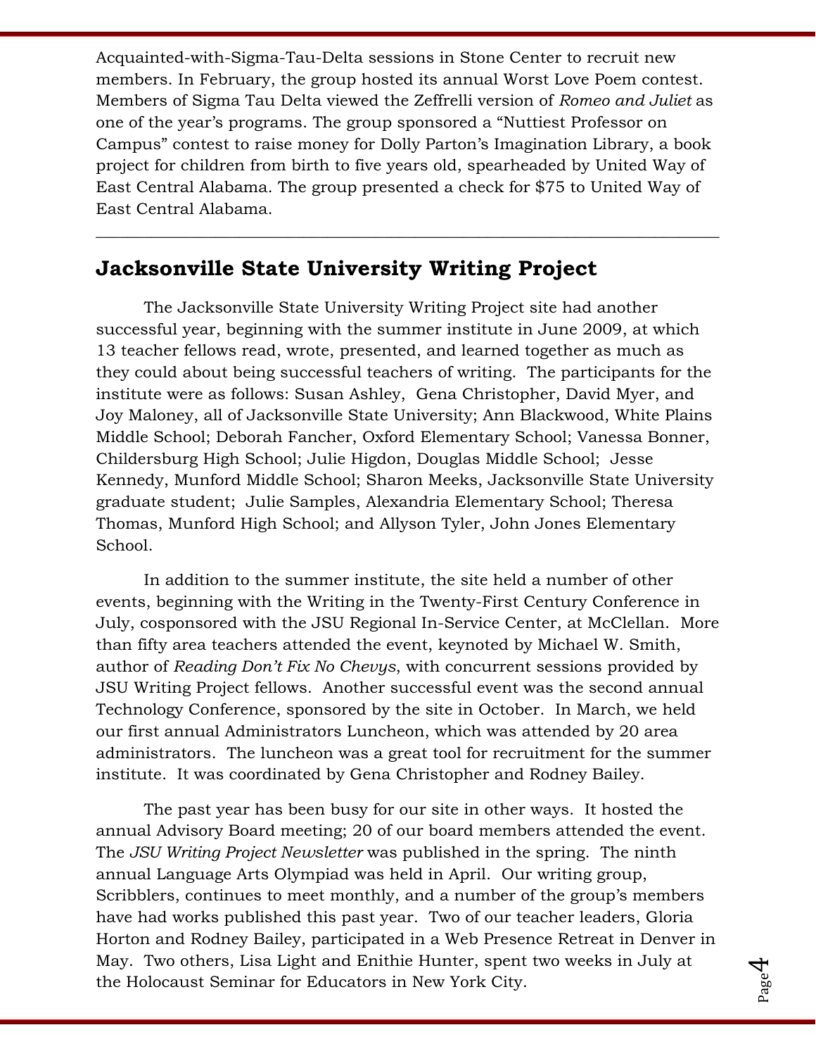Acquainted-with-Sigma-Tau-Delta sessions in Stone Center to recruit new members. In February, the group hosted its annual Worst Love Poem contest. Members of Sigma Tau Delta viewed the Zeffrelli version of *Romeo and Juliet* as one of the year's programs. The group sponsored a "Nuttiest Professor on Campus" contest to raise money for Dolly Parton's Imagination Library, a book project for children from birth to five years old, spearheaded by United Way of East Central Alabama. The group presented a check for $75 to United Way of East Central Alabama.

---

## Jacksonville State University Writing Project

The Jacksonville State University Writing Project site had another successful year, beginning with the summer institute in June 2009, at which 13 teacher fellows read, wrote, presented, and learned together as much as they could about being successful teachers of writing. The participants for the institute were as follows: Susan Ashley, Gena Christopher, David Myer, and Joy Maloney, all of Jacksonville State University; Ann Blackwood, White Plains Middle School; Deborah Fancher, Oxford Elementary School; Vanessa Bonner, Childersburg High School; Julie Higdon, Douglas Middle School; Jesse Kennedy, Munford Middle School; Sharon Meeks, Jacksonville State University graduate student; Julie Samples, Alexandria Elementary School; Theresa Thomas, Munford High School; and Allyson Tyler, John Jones Elementary School.

In addition to the summer institute, the site held a number of other events, beginning with the Writing in the Twenty-First Century Conference in July, cosponsored with the JSU Regional In-Service Center, at McClellan. More than fifty area teachers attended the event, keynoted by Michael W. Smith, author of *Reading Don't Fix No Chevys*, with concurrent sessions provided by JSU Writing Project fellows. Another successful event was the second annual Technology Conference, sponsored by the site in October. In March, we held our first annual Administrators Luncheon, which was attended by 20 area administrators. The luncheon was a great tool for recruitment for the summer institute. It was coordinated by Gena Christopher and Rodney Bailey.

The past year has been busy for our site in other ways. It hosted the annual Advisory Board meeting; 20 of our board members attended the event. The *JSU Writing Project Newsletter* was published in the spring. The ninth annual Language Arts Olympiad was held in April. Our writing group, Scribblers, continues to meet monthly, and a number of the group's members have had works published this past year. Two of our teacher leaders, Gloria Horton and Rodney Bailey, participated in a Web Presence Retreat in Denver in May. Two others, Lisa Light and Enithie Hunter, spent two weeks in July at the Holocaust Seminar for Educators in New York City.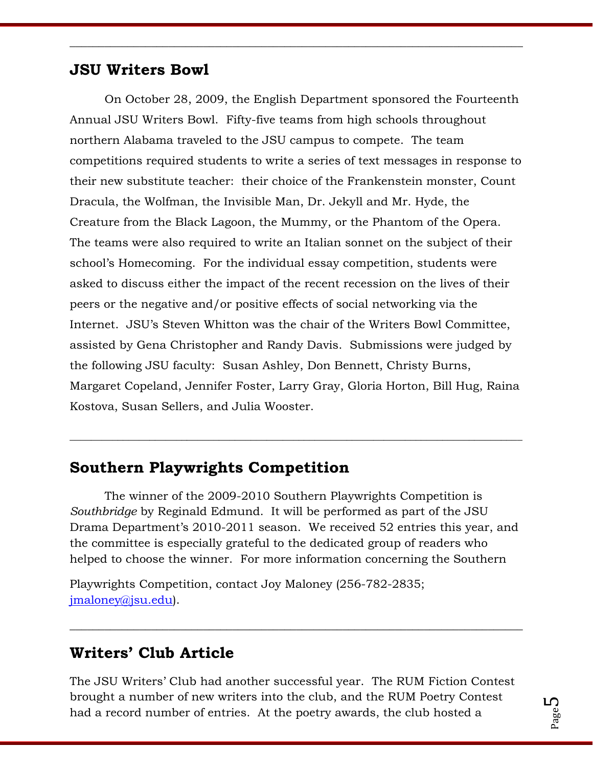## JSU Writers Bowl

On October 28, 2009, the English Department sponsored the Fourteenth Annual JSU Writers Bowl. Fifty-five teams from high schools throughout northern Alabama traveled to the JSU campus to compete. The team competitions required students to write a series of text messages in response to their new substitute teacher: their choice of the Frankenstein monster, Count Dracula, the Wolfman, the Invisible Man, Dr. Jekyll and Mr. Hyde, the Creature from the Black Lagoon, the Mummy, or the Phantom of the Opera. The teams were also required to write an Italian sonnet on the subject of their school's Homecoming. For the individual essay competition, students were asked to discuss either the impact of the recent recession on the lives of their peers or the negative and/or positive effects of social networking via the Internet. JSU's Steven Whitton was the chair of the Writers Bowl Committee, assisted by Gena Christopher and Randy Davis. Submissions were judged by the following JSU faculty: Susan Ashley, Don Bennett, Christy Burns, Margaret Copeland, Jennifer Foster, Larry Gray, Gloria Horton, Bill Hug, Raina Kostova, Susan Sellers, and Julia Wooster.

---

## Southern Playwrights Competition

The winner of the 2009-2010 Southern Playwrights Competition is *Southbridge* by Reginald Edmund. It will be performed as part of the JSU Drama Department's 2010-2011 season. We received 52 entries this year, and the committee is especially grateful to the dedicated group of readers who helped to choose the winner. For more information concerning the Southern Playwrights Competition, contact Joy Maloney (256-782-2835; jmaloney@jsu.edu).

---

## Writers' Club Article

The JSU Writers' Club had another successful year. The RUM Fiction Contest brought a number of new writers into the club, and the RUM Poetry Contest had a record number of entries. At the poetry awards, the club hosted a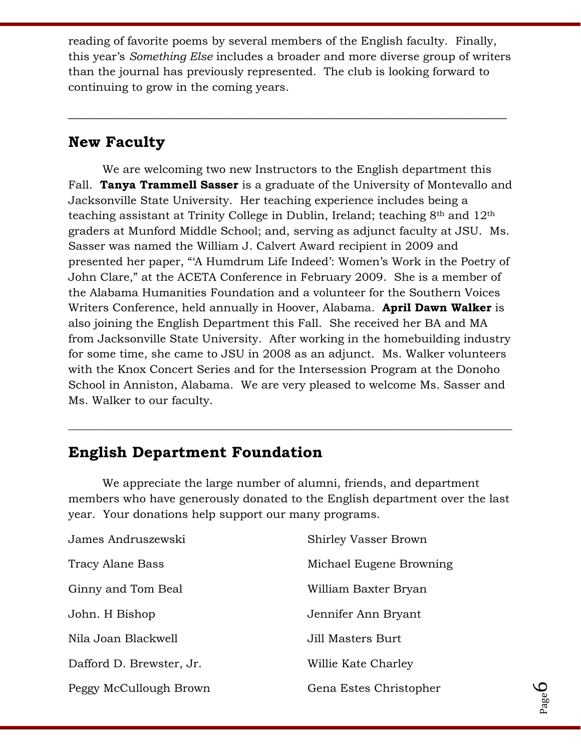reading of favorite poems by several members of the English faculty. Finally, this year's *Something Else* includes a broader and more diverse group of writers than the journal has previously represented. The club is looking forward to continuing to grow in the coming years.

---

## New Faculty

We are welcoming two new Instructors to the English department this Fall. **Tanya Trammell Sasser** is a graduate of the University of Montevallo and Jacksonville State University. Her teaching experience includes being a teaching assistant at Trinity College in Dublin, Ireland; teaching 8th and 12th graders at Munford Middle School; and, serving as adjunct faculty at JSU. Ms. Sasser was named the William J. Calvert Award recipient in 2009 and presented her paper, "'A Humdrum Life Indeed': Women's Work in the Poetry of John Clare," at the ACETA Conference in February 2009. She is a member of the Alabama Humanities Foundation and a volunteer for the Southern Voices Writers Conference, held annually in Hoover, Alabama. **April Dawn Walker** is also joining the English Department this Fall. She received her BA and MA from Jacksonville State University. After working in the homebuilding industry for some time, she came to JSU in 2008 as an adjunct. Ms. Walker volunteers with the Knox Concert Series and for the Intersession Program at the Donoho School in Anniston, Alabama. We are very pleased to welcome Ms. Sasser and Ms. Walker to our faculty.

---

## English Department Foundation

We appreciate the large number of alumni, friends, and department members who have generously donated to the English department over the last year. Your donations help support our many programs.

James Andruszewski

Tracy Alane Bass

Ginny and Tom Beal

John. H Bishop

Nila Joan Blackwell

Dafford D. Brewster, Jr.

Peggy McCullough Brown

Shirley Vasser Brown

Michael Eugene Browning

William Baxter Bryan

Jennifer Ann Bryant

Jill Masters Burt

Willie Kate Charley

Gena Estes Christopher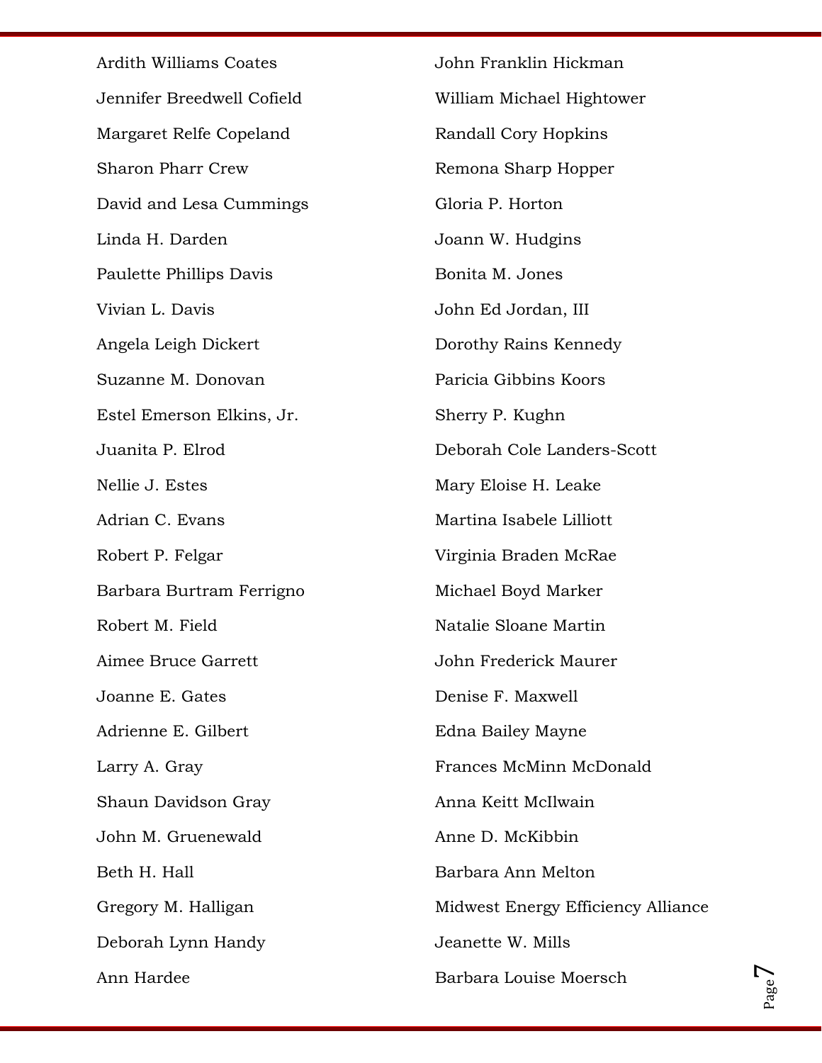Ardith Williams Coates

Jennifer Breedwell Cofield

Margaret Relfe Copeland

Sharon Pharr Crew

David and Lesa Cummings

Linda H. Darden

Paulette Phillips Davis

Vivian L. Davis

Angela Leigh Dickert

Suzanne M. Donovan

Estel Emerson Elkins, Jr.

Juanita P. Elrod

Nellie J. Estes

Adrian C. Evans

Robert P. Felgar

Barbara Burtram Ferrigno

Robert M. Field

Aimee Bruce Garrett

Joanne E. Gates

Adrienne E. Gilbert

Larry A. Gray

Shaun Davidson Gray

John M. Gruenewald

Beth H. Hall

Gregory M. Halligan

Deborah Lynn Handy

Ann Hardee

John Franklin Hickman

William Michael Hightower

Randall Cory Hopkins

Remona Sharp Hopper

Gloria P. Horton

Joann W. Hudgins

Bonita M. Jones

John Ed Jordan, III

Dorothy Rains Kennedy

Paricia Gibbins Koors

Sherry P. Kughn

Deborah Cole Landers-Scott

Mary Eloise H. Leake

Martina Isabele Lilliott

Virginia Braden McRae

Michael Boyd Marker

Natalie Sloane Martin

John Frederick Maurer

Denise F. Maxwell

Edna Bailey Mayne

Frances McMinn McDonald

Anna Keitt McIlwain

Anne D. McKibbin

Barbara Ann Melton

Midwest Energy Efficiency Alliance

Jeanette W. Mills

Barbara Louise Moersch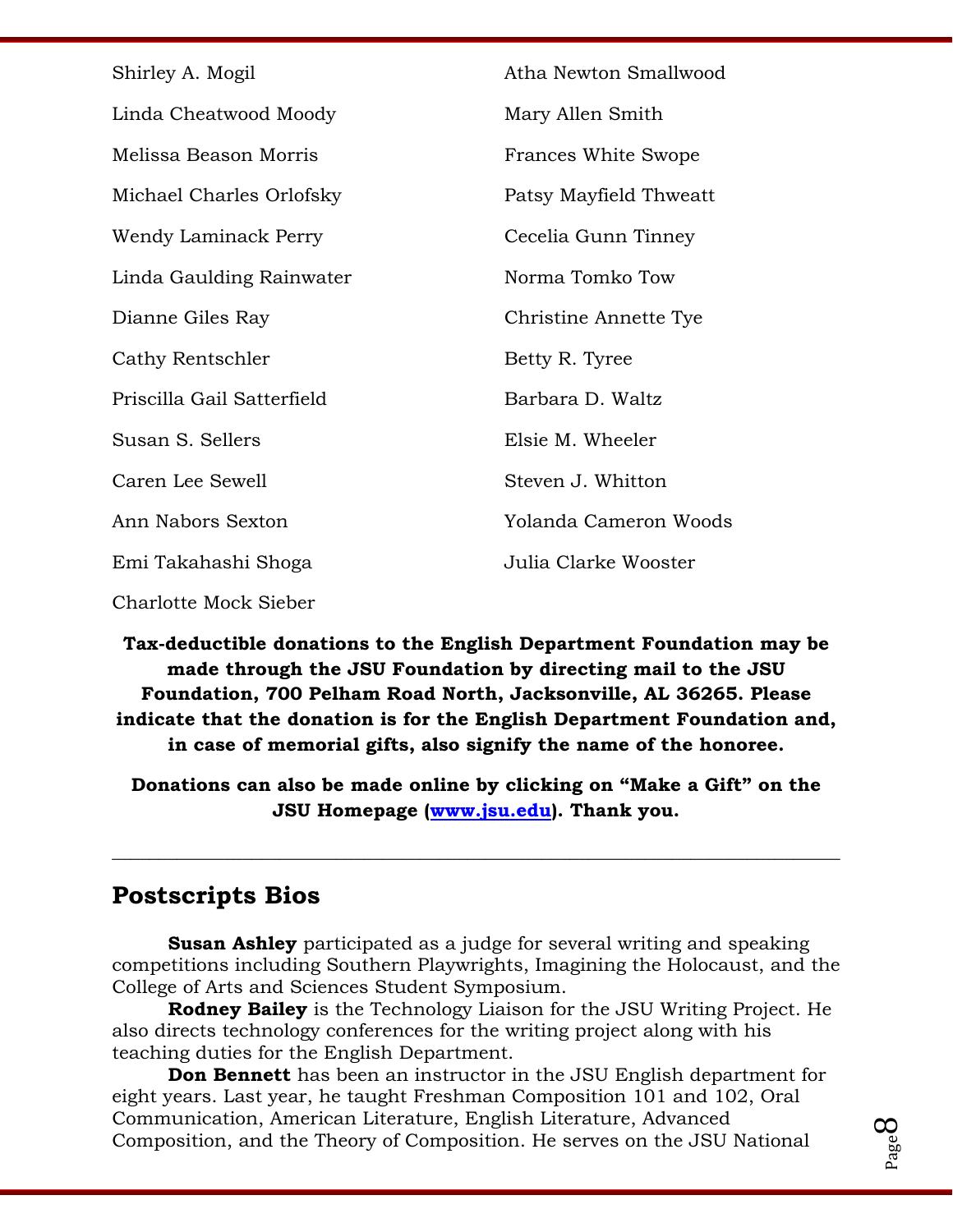Shirley A. Mogil

Linda Cheatwood Moody

Melissa Beason Morris

Michael Charles Orlofsky

Wendy Laminack Perry

Linda Gaulding Rainwater

Dianne Giles Ray

Cathy Rentschler

Priscilla Gail Satterfield

Susan S. Sellers

Caren Lee Sewell

Ann Nabors Sexton

Emi Takahashi Shoga

Charlotte Mock Sieber

Atha Newton Smallwood

Mary Allen Smith

Frances White Swope

Patsy Mayfield Thweatt

Cecelia Gunn Tinney

Norma Tomko Tow

Christine Annette Tye

Betty R. Tyree

Barbara D. Waltz

Elsie M. Wheeler

Steven J. Whitton

Yolanda Cameron Woods

Julia Clarke Wooster

**Tax-deductible donations to the English Department Foundation may be made through the JSU Foundation by directing mail to the JSU Foundation, 700 Pelham Road North, Jacksonville, AL 36265. Please indicate that the donation is for the English Department Foundation and, in case of memorial gifts, also signify the name of the honoree.**

**Donations can also be made online by clicking on "Make a Gift" on the JSU Homepage ([www.jsu.edu](http://www.jsu.edu)). Thank you.**

---

## Postscripts Bios

**Susan Ashley** participated as a judge for several writing and speaking competitions including Southern Playwrights, Imagining the Holocaust, and the College of Arts and Sciences Student Symposium.

**Rodney Bailey** is the Technology Liaison for the JSU Writing Project. He also directs technology conferences for the writing project along with his teaching duties for the English Department.

**Don Bennett** has been an instructor in the JSU English department for eight years. Last year, he taught Freshman Composition 101 and 102, Oral Communication, American Literature, English Literature, Advanced Composition, and the Theory of Composition. He serves on the JSU National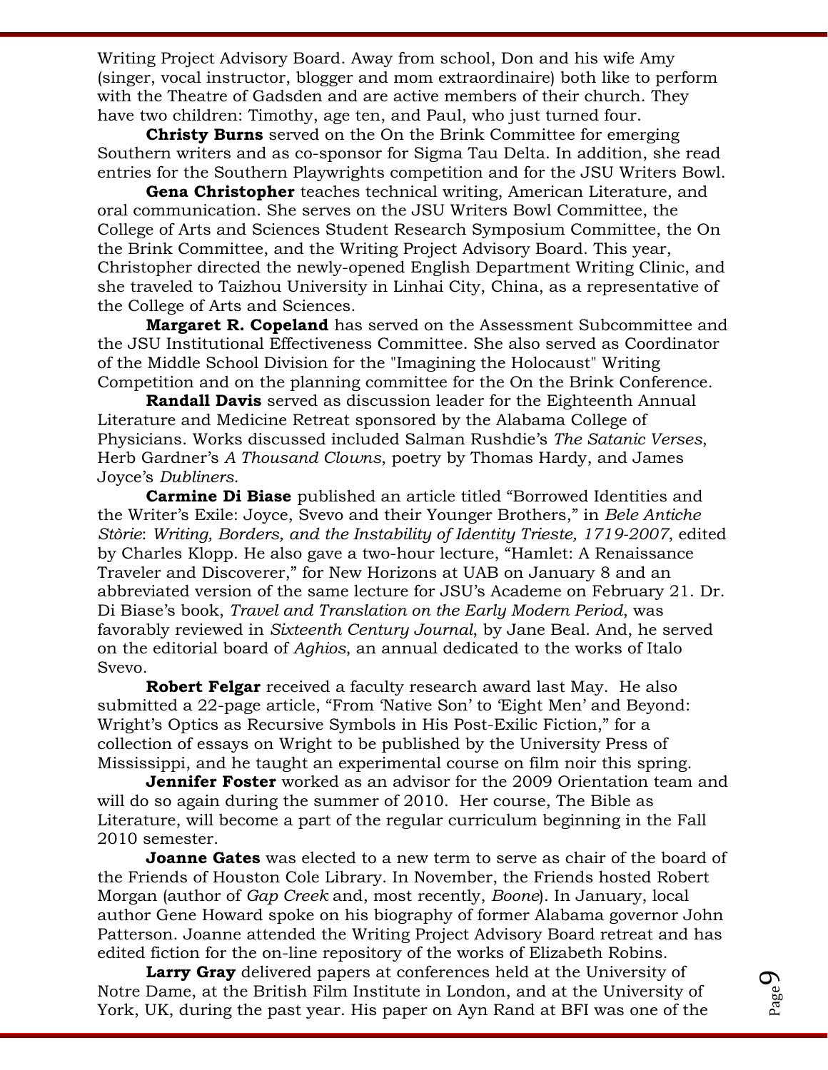Writing Project Advisory Board. Away from school, Don and his wife Amy (singer, vocal instructor, blogger and mom extraordinaire) both like to perform with the Theatre of Gadsden and are active members of their church. They have two children: Timothy, age ten, and Paul, who just turned four.

**Christy Burns** served on the On the Brink Committee for emerging Southern writers and as co-sponsor for Sigma Tau Delta. In addition, she read entries for the Southern Playwrights competition and for the JSU Writers Bowl.

**Gena Christopher** teaches technical writing, American Literature, and oral communication. She serves on the JSU Writers Bowl Committee, the College of Arts and Sciences Student Research Symposium Committee, the On the Brink Committee, and the Writing Project Advisory Board. This year, Christopher directed the newly-opened English Department Writing Clinic, and she traveled to Taizhou University in Linhai City, China, as a representative of the College of Arts and Sciences.

**Margaret R. Copeland** has served on the Assessment Subcommittee and the JSU Institutional Effectiveness Committee. She also served as Coordinator of the Middle School Division for the "Imagining the Holocaust" Writing Competition and on the planning committee for the On the Brink Conference.

**Randall Davis** served as discussion leader for the Eighteenth Annual Literature and Medicine Retreat sponsored by the Alabama College of Physicians. Works discussed included Salman Rushdie's *The Satanic Verses*, Herb Gardner's *A Thousand Clowns*, poetry by Thomas Hardy, and James Joyce's *Dubliners*.

**Carmine Di Biase** published an article titled "Borrowed Identities and the Writer's Exile: Joyce, Svevo and their Younger Brothers," in *Bele Antiche Stòrie*: *Writing, Borders, and the Instability of Identity Trieste, 1719-2007*, edited by Charles Klopp. He also gave a two-hour lecture, "Hamlet: A Renaissance Traveler and Discoverer," for New Horizons at UAB on January 8 and an abbreviated version of the same lecture for JSU's Academe on February 21. Dr. Di Biase's book, *Travel and Translation on the Early Modern Period*, was favorably reviewed in *Sixteenth Century Journal*, by Jane Beal. And, he served on the editorial board of *Aghios*, an annual dedicated to the works of Italo Svevo.

**Robert Felgar** received a faculty research award last May. He also submitted a 22-page article, "From 'Native Son' to 'Eight Men' and Beyond: Wright's Optics as Recursive Symbols in His Post-Exilic Fiction," for a collection of essays on Wright to be published by the University Press of Mississippi, and he taught an experimental course on film noir this spring.

**Jennifer Foster** worked as an advisor for the 2009 Orientation team and will do so again during the summer of 2010. Her course, The Bible as Literature, will become a part of the regular curriculum beginning in the Fall 2010 semester.

**Joanne Gates** was elected to a new term to serve as chair of the board of the Friends of Houston Cole Library. In November, the Friends hosted Robert Morgan (author of *Gap Creek* and, most recently, *Boone*). In January, local author Gene Howard spoke on his biography of former Alabama governor John Patterson. Joanne attended the Writing Project Advisory Board retreat and has edited fiction for the on-line repository of the works of Elizabeth Robins.

**Larry Gray** delivered papers at conferences held at the University of Notre Dame, at the British Film Institute in London, and at the University of York, UK, during the past year. His paper on Ayn Rand at BFI was one of the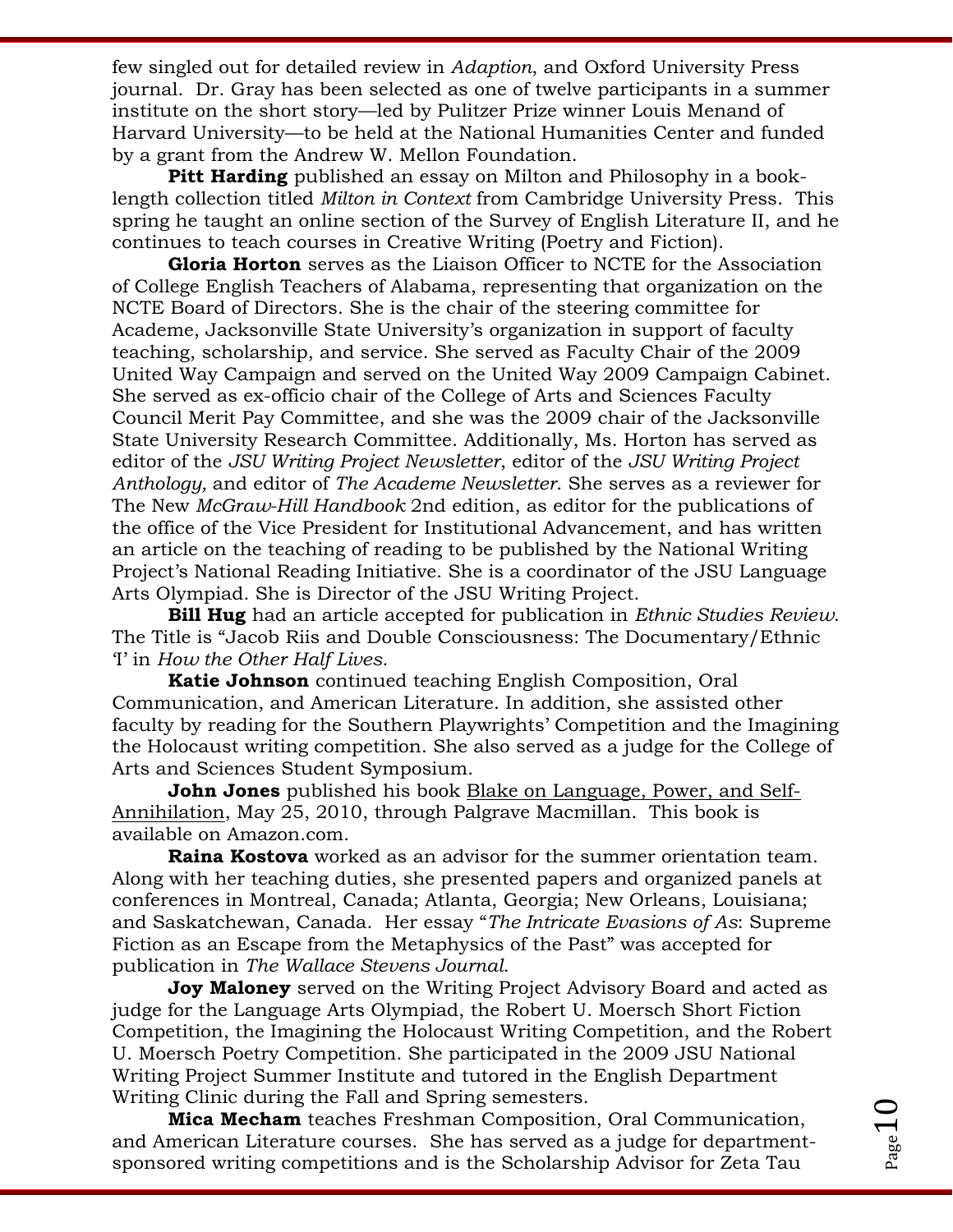few singled out for detailed review in *Adaption*, and Oxford University Press journal. Dr. Gray has been selected as one of twelve participants in a summer institute on the short story—led by Pulitzer Prize winner Louis Menand of Harvard University—to be held at the National Humanities Center and funded by a grant from the Andrew W. Mellon Foundation.

**Pitt Harding** published an essay on Milton and Philosophy in a book-length collection titled *Milton in Context* from Cambridge University Press. This spring he taught an online section of the Survey of English Literature II, and he continues to teach courses in Creative Writing (Poetry and Fiction).

**Gloria Horton** serves as the Liaison Officer to NCTE for the Association of College English Teachers of Alabama, representing that organization on the NCTE Board of Directors. She is the chair of the steering committee for Academe, Jacksonville State University's organization in support of faculty teaching, scholarship, and service. She served as Faculty Chair of the 2009 United Way Campaign and served on the United Way 2009 Campaign Cabinet. She served as ex-officio chair of the College of Arts and Sciences Faculty Council Merit Pay Committee, and she was the 2009 chair of the Jacksonville State University Research Committee. Additionally, Ms. Horton has served as editor of the *JSU Writing Project Newsletter*, editor of the *JSU Writing Project Anthology,* and editor of *The Academe Newsletter*. She serves as a reviewer for The New *McGraw-Hill Handbook* 2nd edition, as editor for the publications of the office of the Vice President for Institutional Advancement, and has written an article on the teaching of reading to be published by the National Writing Project's National Reading Initiative. She is a coordinator of the JSU Language Arts Olympiad. She is Director of the JSU Writing Project.

**Bill Hug** had an article accepted for publication in *Ethnic Studies Review*. The Title is "Jacob Riis and Double Consciousness: The Documentary/Ethnic 'I' in *How the Other Half Lives*.

**Katie Johnson** continued teaching English Composition, Oral Communication, and American Literature. In addition, she assisted other faculty by reading for the Southern Playwrights' Competition and the Imagining the Holocaust writing competition. She also served as a judge for the College of Arts and Sciences Student Symposium.

**John Jones** published his book <u>Blake on Language, Power, and Self-Annihilation</u>, May 25, 2010, through Palgrave Macmillan. This book is available on Amazon.com.

**Raina Kostova** worked as an advisor for the summer orientation team. Along with her teaching duties, she presented papers and organized panels at conferences in Montreal, Canada; Atlanta, Georgia; New Orleans, Louisiana; and Saskatchewan, Canada. Her essay "*The Intricate Evasions of As*: Supreme Fiction as an Escape from the Metaphysics of the Past" was accepted for publication in *The Wallace Stevens Journal*.

**Joy Maloney** served on the Writing Project Advisory Board and acted as judge for the Language Arts Olympiad, the Robert U. Moersch Short Fiction Competition, the Imagining the Holocaust Writing Competition, and the Robert U. Moersch Poetry Competition. She participated in the 2009 JSU National Writing Project Summer Institute and tutored in the English Department Writing Clinic during the Fall and Spring semesters.

**Mica Mecham** teaches Freshman Composition, Oral Communication, and American Literature courses. She has served as a judge for department-sponsored writing competitions and is the Scholarship Advisor for Zeta Tau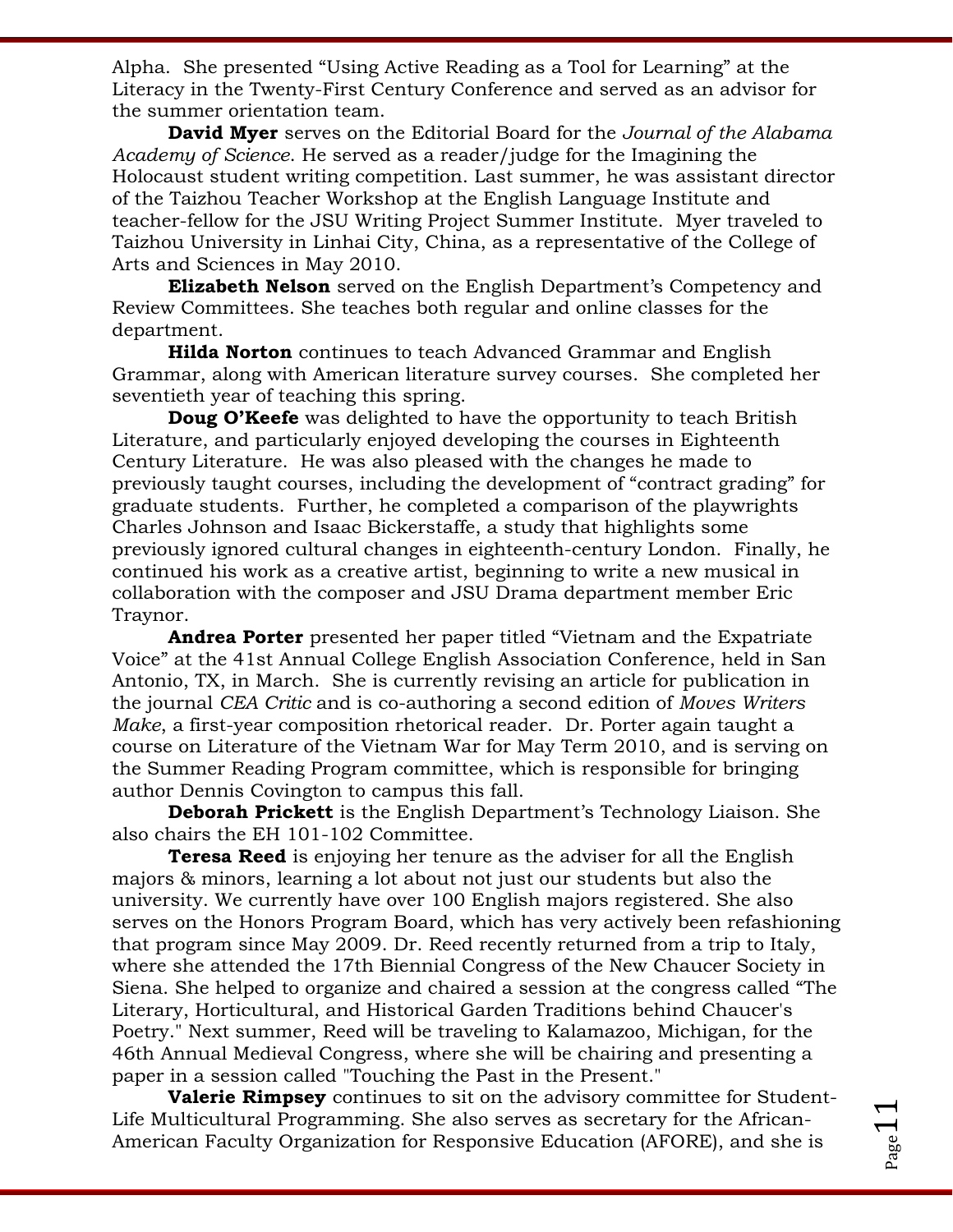Alpha. She presented “Using Active Reading as a Tool for Learning” at the Literacy in the Twenty-First Century Conference and served as an advisor for the summer orientation team.

**David Myer** serves on the Editorial Board for the *Journal of the Alabama Academy of Science*. He served as a reader/judge for the Imagining the Holocaust student writing competition. Last summer, he was assistant director of the Taizhou Teacher Workshop at the English Language Institute and teacher-fellow for the JSU Writing Project Summer Institute. Myer traveled to Taizhou University in Linhai City, China, as a representative of the College of Arts and Sciences in May 2010.

**Elizabeth Nelson** served on the English Department’s Competency and Review Committees. She teaches both regular and online classes for the department.

**Hilda Norton** continues to teach Advanced Grammar and English Grammar, along with American literature survey courses. She completed her seventieth year of teaching this spring.

**Doug O’Keefe** was delighted to have the opportunity to teach British Literature, and particularly enjoyed developing the courses in Eighteenth Century Literature. He was also pleased with the changes he made to previously taught courses, including the development of “contract grading” for graduate students. Further, he completed a comparison of the playwrights Charles Johnson and Isaac Bickerstaffe, a study that highlights some previously ignored cultural changes in eighteenth-century London. Finally, he continued his work as a creative artist, beginning to write a new musical in collaboration with the composer and JSU Drama department member Eric Traynor.

**Andrea Porter** presented her paper titled “Vietnam and the Expatriate Voice” at the 41st Annual College English Association Conference, held in San Antonio, TX, in March. She is currently revising an article for publication in the journal *CEA Critic* and is co-authoring a second edition of *Moves Writers Make*, a first-year composition rhetorical reader. Dr. Porter again taught a course on Literature of the Vietnam War for May Term 2010, and is serving on the Summer Reading Program committee, which is responsible for bringing author Dennis Covington to campus this fall.

**Deborah Prickett** is the English Department’s Technology Liaison. She also chairs the EH 101-102 Committee.

**Teresa Reed** is enjoying her tenure as the adviser for all the English majors & minors, learning a lot about not just our students but also the university. We currently have over 100 English majors registered. She also serves on the Honors Program Board, which has very actively been refashioning that program since May 2009. Dr. Reed recently returned from a trip to Italy, where she attended the 17th Biennial Congress of the New Chaucer Society in Siena. She helped to organize and chaired a session at the congress called “The Literary, Horticultural, and Historical Garden Traditions behind Chaucer's Poetry." Next summer, Reed will be traveling to Kalamazoo, Michigan, for the 46th Annual Medieval Congress, where she will be chairing and presenting a paper in a session called "Touching the Past in the Present."

**Valerie Rimpsey** continues to sit on the advisory committee for Student-Life Multicultural Programming. She also serves as secretary for the African-American Faculty Organization for Responsive Education (AFORE), and she is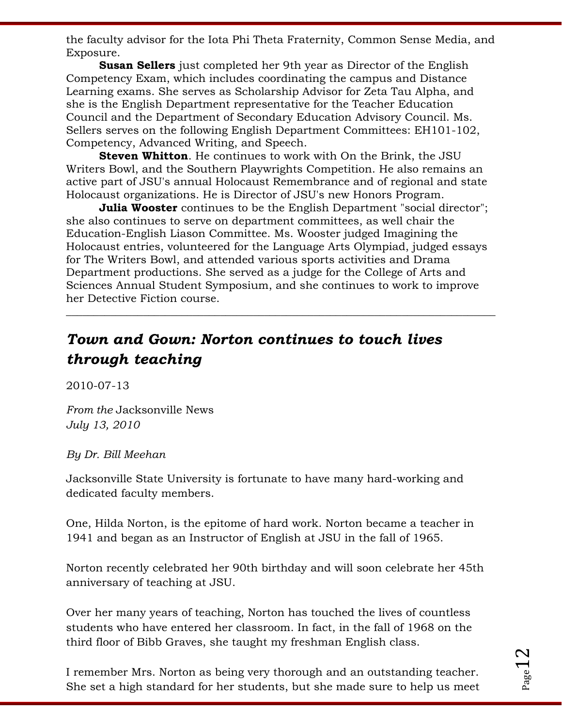the faculty advisor for the Iota Phi Theta Fraternity, Common Sense Media, and Exposure.

**Susan Sellers** just completed her 9th year as Director of the English Competency Exam, which includes coordinating the campus and Distance Learning exams. She serves as Scholarship Advisor for Zeta Tau Alpha, and she is the English Department representative for the Teacher Education Council and the Department of Secondary Education Advisory Council. Ms. Sellers serves on the following English Department Committees: EH101-102, Competency, Advanced Writing, and Speech.

**Steven Whitton**. He continues to work with On the Brink, the JSU Writers Bowl, and the Southern Playwrights Competition. He also remains an active part of JSU's annual Holocaust Remembrance and of regional and state Holocaust organizations. He is Director of JSU's new Honors Program.

**Julia Wooster** continues to be the English Department "social director"; she also continues to serve on department committees, as well chair the Education-English Liason Committee. Ms. Wooster judged Imagining the Holocaust entries, volunteered for the Language Arts Olympiad, judged essays for The Writers Bowl, and attended various sports activities and Drama Department productions. She served as a judge for the College of Arts and Sciences Annual Student Symposium, and she continues to work to improve her Detective Fiction course.

---

## *Town and Gown: Norton continues to touch lives through teaching*

2010-07-13

*From the* Jacksonville News
*July 13, 2010*

*By Dr. Bill Meehan*

Jacksonville State University is fortunate to have many hard-working and dedicated faculty members.

One, Hilda Norton, is the epitome of hard work. Norton became a teacher in 1941 and began as an Instructor of English at JSU in the fall of 1965.

Norton recently celebrated her 90th birthday and will soon celebrate her 45th anniversary of teaching at JSU.

Over her many years of teaching, Norton has touched the lives of countless students who have entered her classroom. In fact, in the fall of 1968 on the third floor of Bibb Graves, she taught my freshman English class.

I remember Mrs. Norton as being very thorough and an outstanding teacher. She set a high standard for her students, but she made sure to help us meet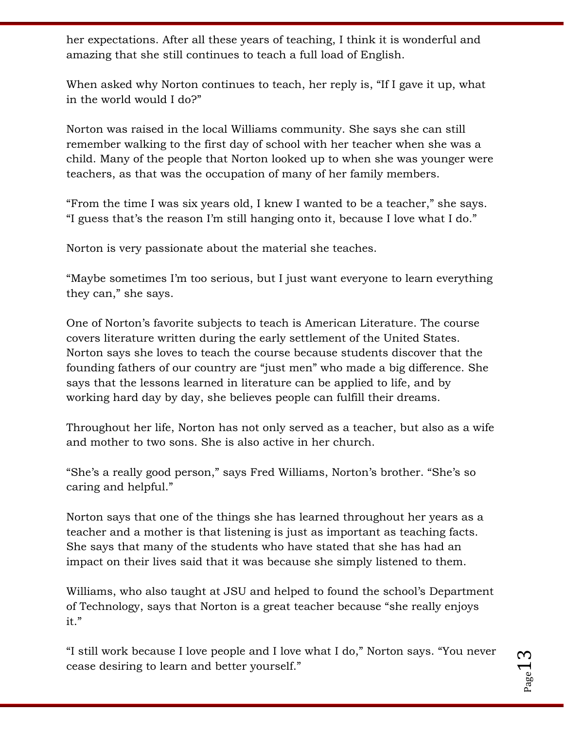her expectations. After all these years of teaching, I think it is wonderful and amazing that she still continues to teach a full load of English.

When asked why Norton continues to teach, her reply is, "If I gave it up, what in the world would I do?"

Norton was raised in the local Williams community. She says she can still remember walking to the first day of school with her teacher when she was a child. Many of the people that Norton looked up to when she was younger were teachers, as that was the occupation of many of her family members.

"From the time I was six years old, I knew I wanted to be a teacher," she says. "I guess that's the reason I'm still hanging onto it, because I love what I do."

Norton is very passionate about the material she teaches.

"Maybe sometimes I'm too serious, but I just want everyone to learn everything they can," she says.

One of Norton's favorite subjects to teach is American Literature. The course covers literature written during the early settlement of the United States. Norton says she loves to teach the course because students discover that the founding fathers of our country are "just men" who made a big difference. She says that the lessons learned in literature can be applied to life, and by working hard day by day, she believes people can fulfill their dreams.

Throughout her life, Norton has not only served as a teacher, but also as a wife and mother to two sons. She is also active in her church.

"She's a really good person," says Fred Williams, Norton's brother. "She's so caring and helpful."

Norton says that one of the things she has learned throughout her years as a teacher and a mother is that listening is just as important as teaching facts. She says that many of the students who have stated that she has had an impact on their lives said that it was because she simply listened to them.

Williams, who also taught at JSU and helped to found the school's Department of Technology, says that Norton is a great teacher because "she really enjoys it."

"I still work because I love people and I love what I do," Norton says. "You never cease desiring to learn and better yourself."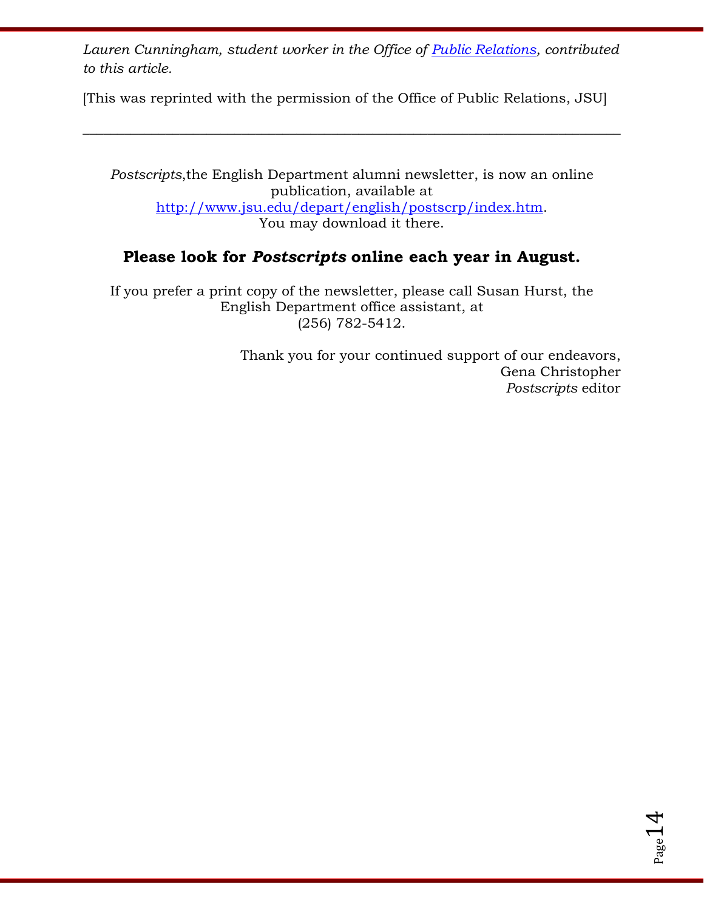*Lauren Cunningham, student worker in the Office of Public Relations, contributed to this article.*

[This was reprinted with the permission of the Office of Public Relations, JSU]

---

*Postscripts*,the English Department alumni newsletter, is now an online publication, available at http://www.jsu.edu/depart/english/postscrp/index.htm. You may download it there.

**Please look for *Postscripts* online each year in August.**

If you prefer a print copy of the newsletter, please call Susan Hurst, the English Department office assistant, at (256) 782-5412.

Thank you for your continued support of our endeavors,
Gena Christopher
*Postscripts* editor